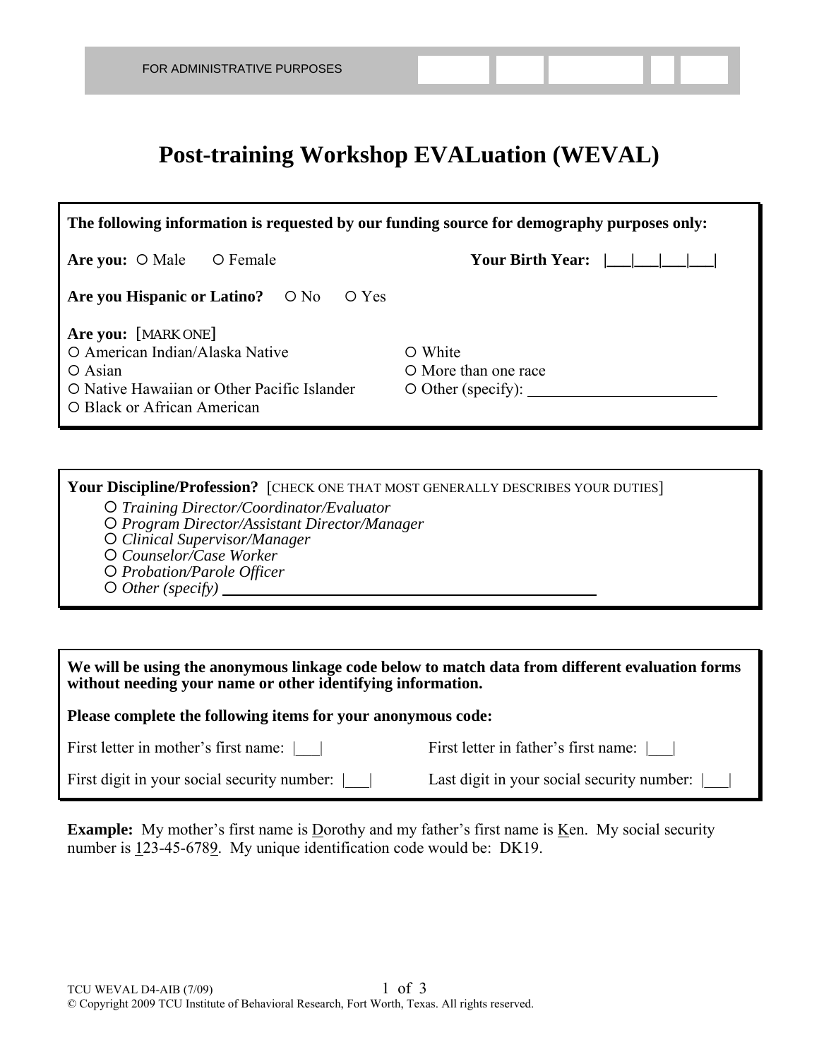FOR ADMINISTRATIVE PURPOSES

# Post-training Workshop EVALuation (WEVAL)

**The following information is requested by our funding source for demography purposes only:**

**Are you:** ○ Male ○ Female

**Your Birth Year:** |___|___|___|___|

**Are you Hispanic or Latino?** ○ No ○ Yes

**Are you:** [MARK ONE]

- ○ American Indian/Alaska Native
- ○ Asian
- ○ Native Hawaiian or Other Pacific Islander
- ○ Black or African American
- ○ White
- ○ More than one race
- ○ Other (specify): ________________________

**Your Discipline/Profession?** [CHECK ONE THAT MOST GENERALLY DESCRIBES YOUR DUTIES]

- ○ *Training Director/Coordinator/Evaluator*
- ○ *Program Director/Assistant Director/Manager*
- ○ *Clinical Supervisor/Manager*
- ○ *Counselor/Case Worker*
- ○ *Probation/Parole Officer*
- ○ *Other (specify)* ________________________________________________

**We will be using the anonymous linkage code below to match data from different evaluation forms without needing your name or other identifying information.**

**Please complete the following items for your anonymous code:**

First letter in mother's first name: |___|

First letter in father's first name: |___|

First digit in your social security number: |___|

Last digit in your social security number: |___|

**Example:** My mother's first name is Dorothy and my father's first name is Ken. My social security number is 123-45-6789. My unique identification code would be: DK19.

TCU WEVAL D4-AIB (7/09)

© Copyright 2009 TCU Institute of Behavioral Research, Fort Worth, Texas. All rights reserved.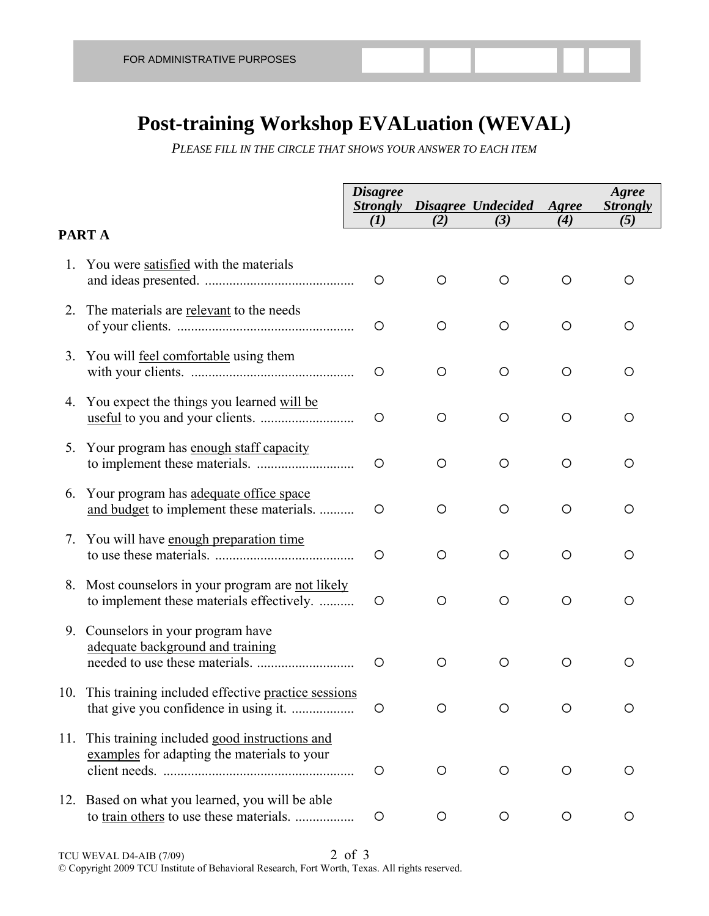FOR ADMINISTRATIVE PURPOSES

# Post-training Workshop EVALuation (WEVAL)

*PLEASE FILL IN THE CIRCLE THAT SHOWS YOUR ANSWER TO EACH ITEM*

## PART A

| | Disagree Strongly (1) | Disagree (2) | Undecided (3) | Agree (4) | Agree Strongly (5) |
|---|---|---|---|---|---|
| 1. You were satisfied with the materials and ideas presented. | ○ | ○ | ○ | ○ | ○ |
| 2. The materials are relevant to the needs of your clients. | ○ | ○ | ○ | ○ | ○ |
| 3. You will feel comfortable using them with your clients. | ○ | ○ | ○ | ○ | ○ |
| 4. You expect the things you learned will be useful to you and your clients. | ○ | ○ | ○ | ○ | ○ |
| 5. Your program has enough staff capacity to implement these materials. | ○ | ○ | ○ | ○ | ○ |
| 6. Your program has adequate office space and budget to implement these materials. | ○ | ○ | ○ | ○ | ○ |
| 7. You will have enough preparation time to use these materials. | ○ | ○ | ○ | ○ | ○ |
| 8. Most counselors in your program are not likely to implement these materials effectively. | ○ | ○ | ○ | ○ | ○ |
| 9. Counselors in your program have adequate background and training needed to use these materials. | ○ | ○ | ○ | ○ | ○ |
| 10. This training included effective practice sessions that give you confidence in using it. | ○ | ○ | ○ | ○ | ○ |
| 11. This training included good instructions and examples for adapting the materials to your client needs. | ○ | ○ | ○ | ○ | ○ |
| 12. Based on what you learned, you will be able to train others to use these materials. | ○ | ○ | ○ | ○ | ○ |

TCU WEVAL D4-AIB (7/09)

© Copyright 2009 TCU Institute of Behavioral Research, Fort Worth, Texas. All rights reserved.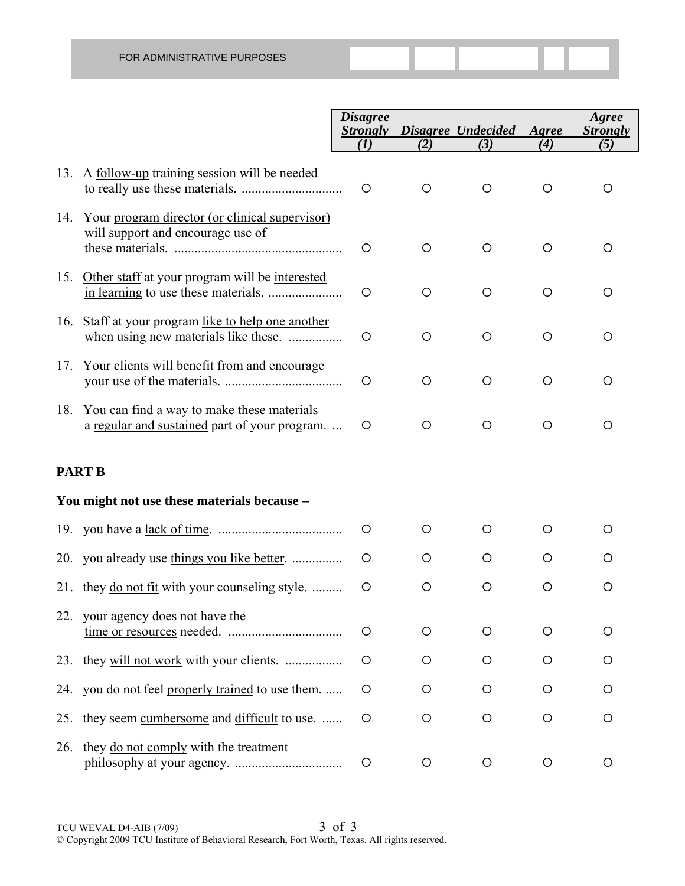FOR ADMINISTRATIVE PURPOSES

| | *Disagree Strongly (1)* | *Disagree (2)* | *Undecided (3)* | *Agree (4)* | *Agree Strongly (5)* |
|---|---|---|---|---|---|
| 13. A follow-up training session will be needed to really use these materials. | ○ | ○ | ○ | ○ | ○ |
| 14. Your program director (or clinical supervisor) will support and encourage use of these materials. | ○ | ○ | ○ | ○ | ○ |
| 15. Other staff at your program will be interested in learning to use these materials. | ○ | ○ | ○ | ○ | ○ |
| 16. Staff at your program like to help one another when using new materials like these. | ○ | ○ | ○ | ○ | ○ |
| 17. Your clients will benefit from and encourage your use of the materials. | ○ | ○ | ○ | ○ | ○ |
| 18. You can find a way to make these materials a regular and sustained part of your program. | ○ | ○ | ○ | ○ | ○ |

**PART B**

**You might not use these materials because –**

| | *Disagree Strongly (1)* | *Disagree (2)* | *Undecided (3)* | *Agree (4)* | *Agree Strongly (5)* |
|---|---|---|---|---|---|
| 19. you have a lack of time. | ○ | ○ | ○ | ○ | ○ |
| 20. you already use things you like better. | ○ | ○ | ○ | ○ | ○ |
| 21. they do not fit with your counseling style. | ○ | ○ | ○ | ○ | ○ |
| 22. your agency does not have the time or resources needed. | ○ | ○ | ○ | ○ | ○ |
| 23. they will not work with your clients. | ○ | ○ | ○ | ○ | ○ |
| 24. you do not feel properly trained to use them. | ○ | ○ | ○ | ○ | ○ |
| 25. they seem cumbersome and difficult to use. | ○ | ○ | ○ | ○ | ○ |
| 26. they do not comply with the treatment philosophy at your agency. | ○ | ○ | ○ | ○ | ○ |

TCU WEVAL D4-AIB (7/09)
© Copyright 2009 TCU Institute of Behavioral Research, Fort Worth, Texas. All rights reserved.